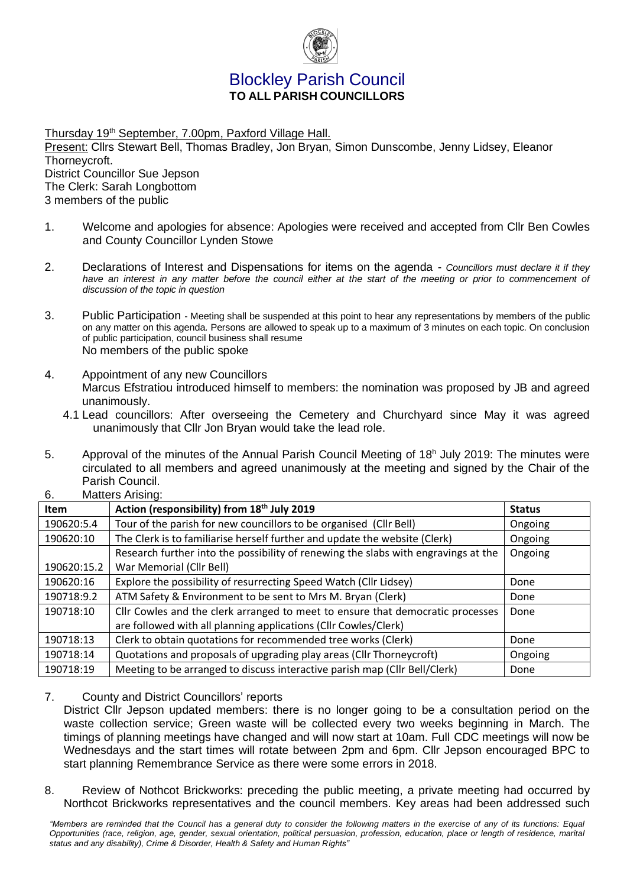# Blockley Parish Council

**TO ALL PARISH COUNCILLORS**

Thursday 19th September, 7.00pm, Paxford Village Hall.

Present: Cllrs Stewart Bell, Thomas Bradley, Jon Bryan, Simon Dunscombe, Jenny Lidsey, Eleanor Thorneycroft.
District Councillor Sue Jepson
The Clerk: Sarah Longbottom
3 members of the public

1. Welcome and apologies for absence: Apologies were received and accepted from Cllr Ben Cowles and County Councillor Lynden Stowe

2. Declarations of Interest and Dispensations for items on the agenda - *Councillors must declare it if they have an interest in any matter before the council either at the start of the meeting or prior to commencement of discussion of the topic in question*

3. Public Participation - Meeting shall be suspended at this point to hear any representations by members of the public on any matter on this agenda. Persons are allowed to speak up to a maximum of 3 minutes on each topic. On conclusion of public participation, council business shall resume
   No members of the public spoke

4. Appointment of any new Councillors
   Marcus Efstratiou introduced himself to members: the nomination was proposed by JB and agreed unanimously.
   4.1 Lead councillors: After overseeing the Cemetery and Churchyard since May it was agreed unanimously that Cllr Jon Bryan would take the lead role.

5. Approval of the minutes of the Annual Parish Council Meeting of 18h July 2019: The minutes were circulated to all members and agreed unanimously at the meeting and signed by the Chair of the Parish Council.

6. Matters Arising:

| Item | Action (responsibility) from 18th July 2019 | Status |
|---|---|---|
| 190620:5.4 | Tour of the parish for new councillors to be organised (Cllr Bell) | Ongoing |
| 190620:10 | The Clerk is to familiarise herself further and update the website (Clerk) | Ongoing |
| 190620:15.2 | Research further into the possibility of renewing the slabs with engravings at the War Memorial (Cllr Bell) | Ongoing |
| 190620:16 | Explore the possibility of resurrecting Speed Watch (Cllr Lidsey) | Done |
| 190718:9.2 | ATM Safety & Environment to be sent to Mrs M. Bryan (Clerk) | Done |
| 190718:10 | Cllr Cowles and the clerk arranged to meet to ensure that democratic processes are followed with all planning applications (Cllr Cowles/Clerk) | Done |
| 190718:13 | Clerk to obtain quotations for recommended tree works (Clerk) | Done |
| 190718:14 | Quotations and proposals of upgrading play areas (Cllr Thorneycroft) | Ongoing |
| 190718:19 | Meeting to be arranged to discuss interactive parish map (Cllr Bell/Clerk) | Done |

7. County and District Councillors' reports
   District Cllr Jepson updated members: there is no longer going to be a consultation period on the waste collection service; Green waste will be collected every two weeks beginning in March. The timings of planning meetings have changed and will now start at 10am. Full CDC meetings will now be Wednesdays and the start times will rotate between 2pm and 6pm. Cllr Jepson encouraged BPC to start planning Remembrance Service as there were some errors in 2018.

8. Review of Nothcot Brickworks: preceding the public meeting, a private meeting had occurred by Northcot Brickworks representatives and the council members. Key areas had been addressed such

*"Members are reminded that the Council has a general duty to consider the following matters in the exercise of any of its functions: Equal Opportunities (race, religion, age, gender, sexual orientation, political persuasion, profession, education, place or length of residence, marital status and any disability), Crime & Disorder, Health & Safety and Human Rights"*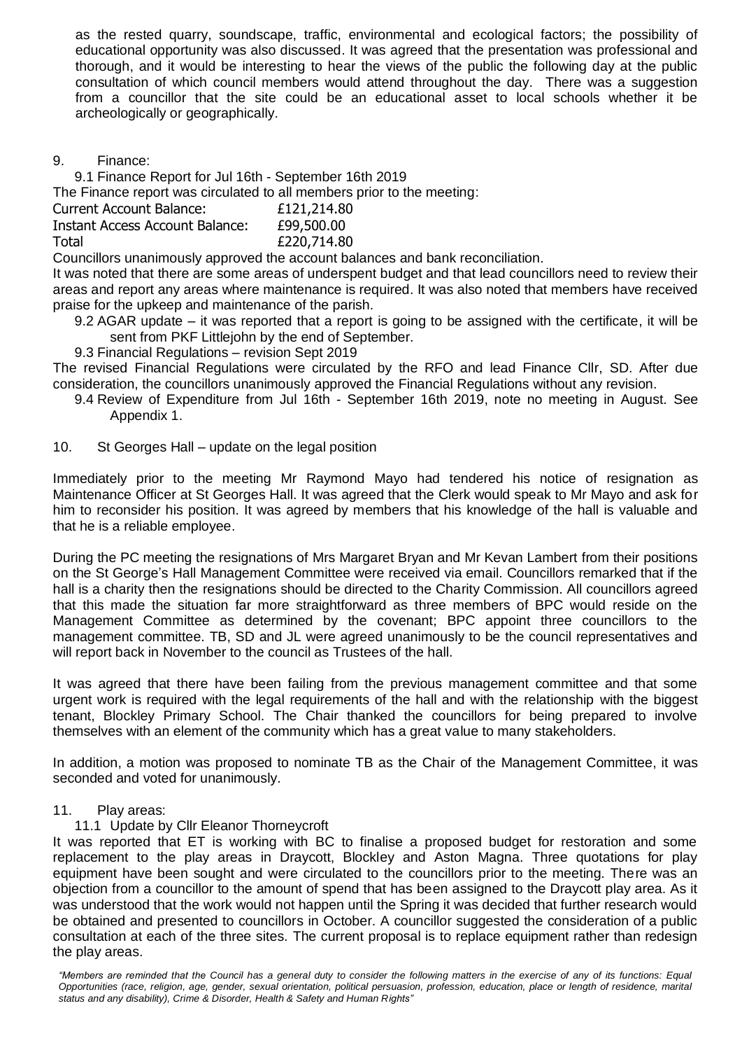as the rested quarry, soundscape, traffic, environmental and ecological factors; the possibility of educational opportunity was also discussed. It was agreed that the presentation was professional and thorough, and it would be interesting to hear the views of the public the following day at the public consultation of which council members would attend throughout the day. There was a suggestion from a councillor that the site could be an educational asset to local schools whether it be archeologically or geographically.

9. Finance:

9.1 Finance Report for Jul 16th - September 16th 2019

The Finance report was circulated to all members prior to the meeting:

| | |
|---|---|
| Current Account Balance: | £121,214.80 |
| Instant Access Account Balance: | £99,500.00 |
| Total | £220,714.80 |

Councillors unanimously approved the account balances and bank reconciliation.

It was noted that there are some areas of underspent budget and that lead councillors need to review their areas and report any areas where maintenance is required. It was also noted that members have received praise for the upkeep and maintenance of the parish.

9.2 AGAR update – it was reported that a report is going to be assigned with the certificate, it will be sent from PKF Littlejohn by the end of September.

9.3 Financial Regulations – revision Sept 2019

The revised Financial Regulations were circulated by the RFO and lead Finance Cllr, SD. After due consideration, the councillors unanimously approved the Financial Regulations without any revision.

9.4 Review of Expenditure from Jul 16th - September 16th 2019, note no meeting in August. See Appendix 1.

10. St Georges Hall – update on the legal position

Immediately prior to the meeting Mr Raymond Mayo had tendered his notice of resignation as Maintenance Officer at St Georges Hall. It was agreed that the Clerk would speak to Mr Mayo and ask for him to reconsider his position. It was agreed by members that his knowledge of the hall is valuable and that he is a reliable employee.

During the PC meeting the resignations of Mrs Margaret Bryan and Mr Kevan Lambert from their positions on the St George's Hall Management Committee were received via email. Councillors remarked that if the hall is a charity then the resignations should be directed to the Charity Commission. All councillors agreed that this made the situation far more straightforward as three members of BPC would reside on the Management Committee as determined by the covenant; BPC appoint three councillors to the management committee. TB, SD and JL were agreed unanimously to be the council representatives and will report back in November to the council as Trustees of the hall.

It was agreed that there have been failing from the previous management committee and that some urgent work is required with the legal requirements of the hall and with the relationship with the biggest tenant, Blockley Primary School. The Chair thanked the councillors for being prepared to involve themselves with an element of the community which has a great value to many stakeholders.

In addition, a motion was proposed to nominate TB as the Chair of the Management Committee, it was seconded and voted for unanimously.

11. Play areas:

11.1 Update by Cllr Eleanor Thorneycroft

It was reported that ET is working with BC to finalise a proposed budget for restoration and some replacement to the play areas in Draycott, Blockley and Aston Magna. Three quotations for play equipment have been sought and were circulated to the councillors prior to the meeting. There was an objection from a councillor to the amount of spend that has been assigned to the Draycott play area. As it was understood that the work would not happen until the Spring it was decided that further research would be obtained and presented to councillors in October. A councillor suggested the consideration of a public consultation at each of the three sites. The current proposal is to replace equipment rather than redesign the play areas.

*"Members are reminded that the Council has a general duty to consider the following matters in the exercise of any of its functions: Equal Opportunities (race, religion, age, gender, sexual orientation, political persuasion, profession, education, place or length of residence, marital status and any disability), Crime & Disorder, Health & Safety and Human Rights"*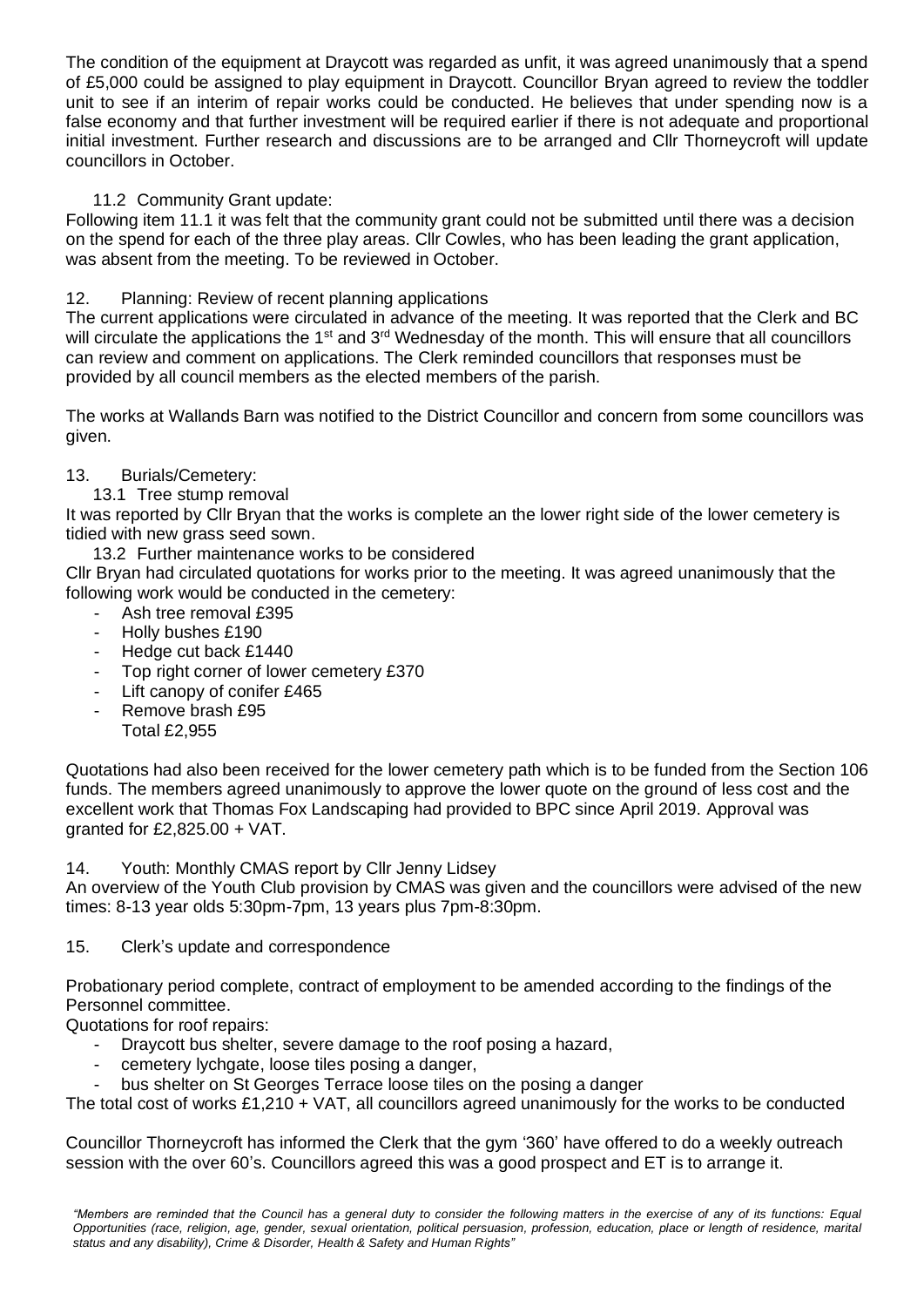The condition of the equipment at Draycott was regarded as unfit, it was agreed unanimously that a spend of £5,000 could be assigned to play equipment in Draycott. Councillor Bryan agreed to review the toddler unit to see if an interim of repair works could be conducted. He believes that under spending now is a false economy and that further investment will be required earlier if there is not adequate and proportional initial investment. Further research and discussions are to be arranged and Cllr Thorneycroft will update councillors in October.

11.2 Community Grant update:

Following item 11.1 it was felt that the community grant could not be submitted until there was a decision on the spend for each of the three play areas. Cllr Cowles, who has been leading the grant application, was absent from the meeting. To be reviewed in October.

12. Planning: Review of recent planning applications

The current applications were circulated in advance of the meeting. It was reported that the Clerk and BC will circulate the applications the 1st and 3rd Wednesday of the month. This will ensure that all councillors can review and comment on applications. The Clerk reminded councillors that responses must be provided by all council members as the elected members of the parish.

The works at Wallands Barn was notified to the District Councillor and concern from some councillors was given.

13. Burials/Cemetery:

13.1 Tree stump removal

It was reported by Cllr Bryan that the works is complete an the lower right side of the lower cemetery is tidied with new grass seed sown.

13.2 Further maintenance works to be considered

Cllr Bryan had circulated quotations for works prior to the meeting. It was agreed unanimously that the following work would be conducted in the cemetery:

- Ash tree removal £395
- Holly bushes £190
- Hedge cut back £1440
- Top right corner of lower cemetery £370
- Lift canopy of conifer £465
- Remove brash £95

  Total £2,955

Quotations had also been received for the lower cemetery path which is to be funded from the Section 106 funds. The members agreed unanimously to approve the lower quote on the ground of less cost and the excellent work that Thomas Fox Landscaping had provided to BPC since April 2019. Approval was granted for £2,825.00 + VAT.

14. Youth: Monthly CMAS report by Cllr Jenny Lidsey

An overview of the Youth Club provision by CMAS was given and the councillors were advised of the new times: 8-13 year olds 5:30pm-7pm, 13 years plus 7pm-8:30pm.

15. Clerk's update and correspondence

Probationary period complete, contract of employment to be amended according to the findings of the Personnel committee.

Quotations for roof repairs:

- Draycott bus shelter, severe damage to the roof posing a hazard,
- cemetery lychgate, loose tiles posing a danger,
- bus shelter on St Georges Terrace loose tiles on the posing a danger

The total cost of works £1,210 + VAT, all councillors agreed unanimously for the works to be conducted

Councillor Thorneycroft has informed the Clerk that the gym '360' have offered to do a weekly outreach session with the over 60's. Councillors agreed this was a good prospect and ET is to arrange it.

*"Members are reminded that the Council has a general duty to consider the following matters in the exercise of any of its functions: Equal Opportunities (race, religion, age, gender, sexual orientation, political persuasion, profession, education, place or length of residence, marital status and any disability), Crime & Disorder, Health & Safety and Human Rights"*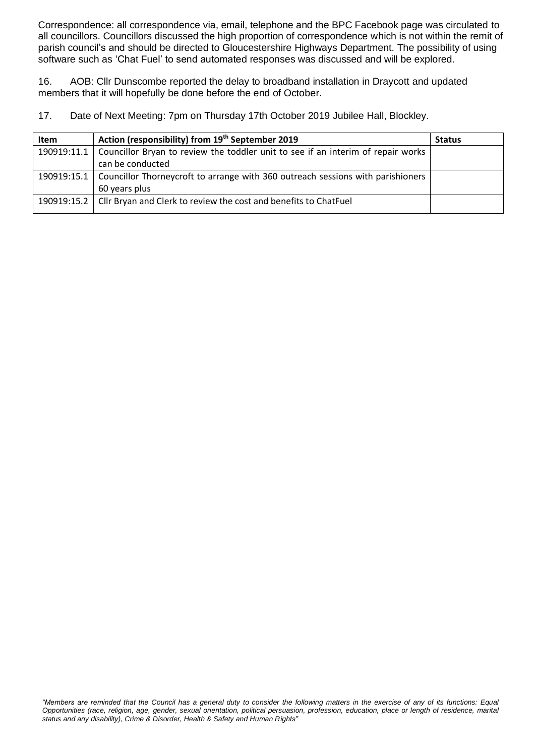Correspondence: all correspondence via, email, telephone and the BPC Facebook page was circulated to all councillors. Councillors discussed the high proportion of correspondence which is not within the remit of parish council's and should be directed to Gloucestershire Highways Department. The possibility of using software such as 'Chat Fuel' to send automated responses was discussed and will be explored.

16. AOB: Cllr Dunscombe reported the delay to broadband installation in Draycott and updated members that it will hopefully be done before the end of October.

17. Date of Next Meeting: 7pm on Thursday 17th October 2019 Jubilee Hall, Blockley.

| **Item** | **Action (responsibility) from 19th September 2019** | **Status** |
|---|---|---|
| 190919:11.1 | Councillor Bryan to review the toddler unit to see if an interim of repair works can be conducted | |
| 190919:15.1 | Councillor Thorneycroft to arrange with 360 outreach sessions with parishioners 60 years plus | |
| 190919:15.2 | Cllr Bryan and Clerk to review the cost and benefits to ChatFuel | |

*"Members are reminded that the Council has a general duty to consider the following matters in the exercise of any of its functions: Equal Opportunities (race, religion, age, gender, sexual orientation, political persuasion, profession, education, place or length of residence, marital status and any disability), Crime & Disorder, Health & Safety and Human Rights"*